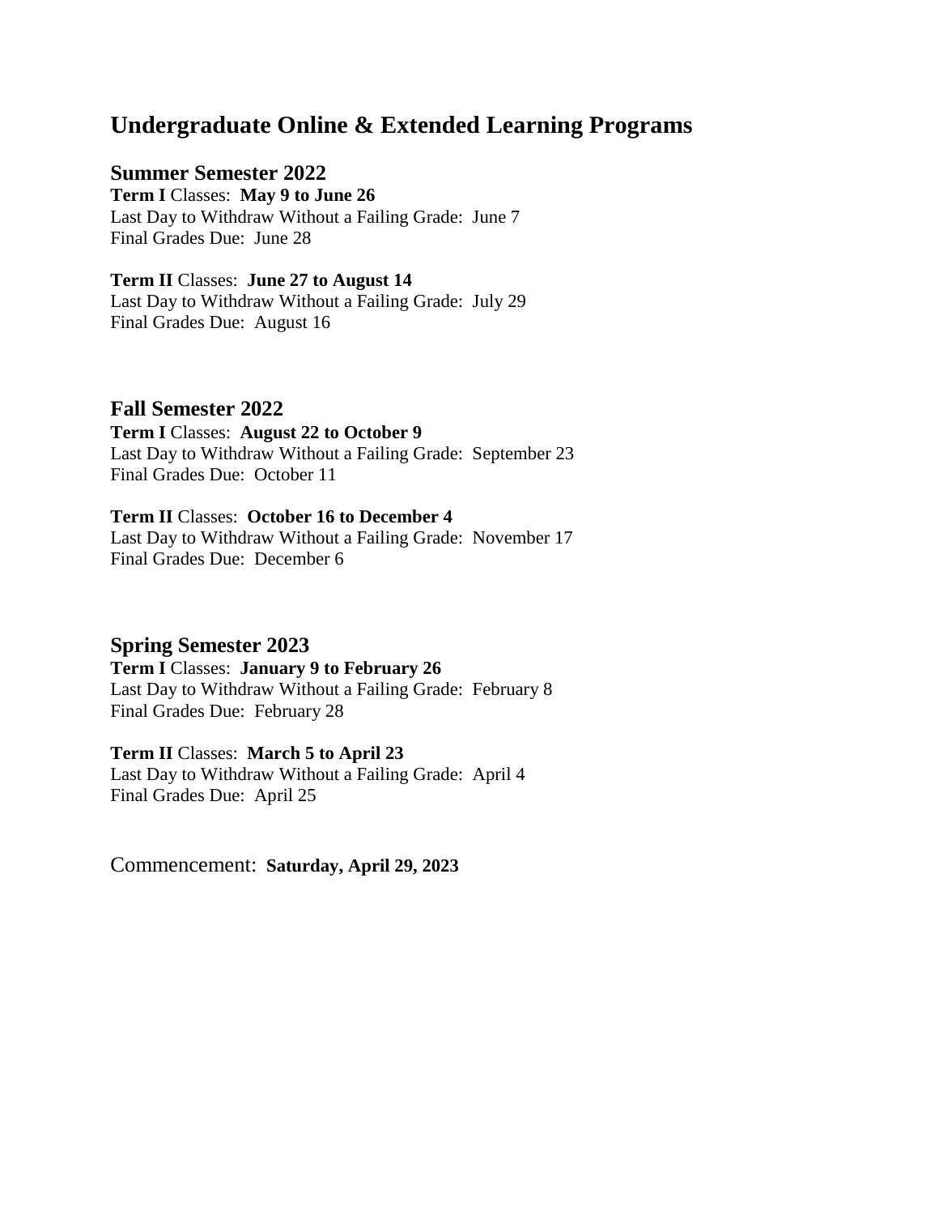# Undergraduate Online & Extended Learning Programs

## Summer Semester 2022

**Term I** Classes: **May 9 to June 26**
Last Day to Withdraw Without a Failing Grade: June 7
Final Grades Due: June 28

**Term II** Classes: **June 27 to August 14**
Last Day to Withdraw Without a Failing Grade: July 29
Final Grades Due: August 16

## Fall Semester 2022

**Term I** Classes: **August 22 to October 9**
Last Day to Withdraw Without a Failing Grade: September 23
Final Grades Due: October 11

**Term II** Classes: **October 16 to December 4**
Last Day to Withdraw Without a Failing Grade: November 17
Final Grades Due: December 6

## Spring Semester 2023

**Term I** Classes: **January 9 to February 26**
Last Day to Withdraw Without a Failing Grade: February 8
Final Grades Due: February 28

**Term II** Classes: **March 5 to April 23**
Last Day to Withdraw Without a Failing Grade: April 4
Final Grades Due: April 25

Commencement: **Saturday, April 29, 2023**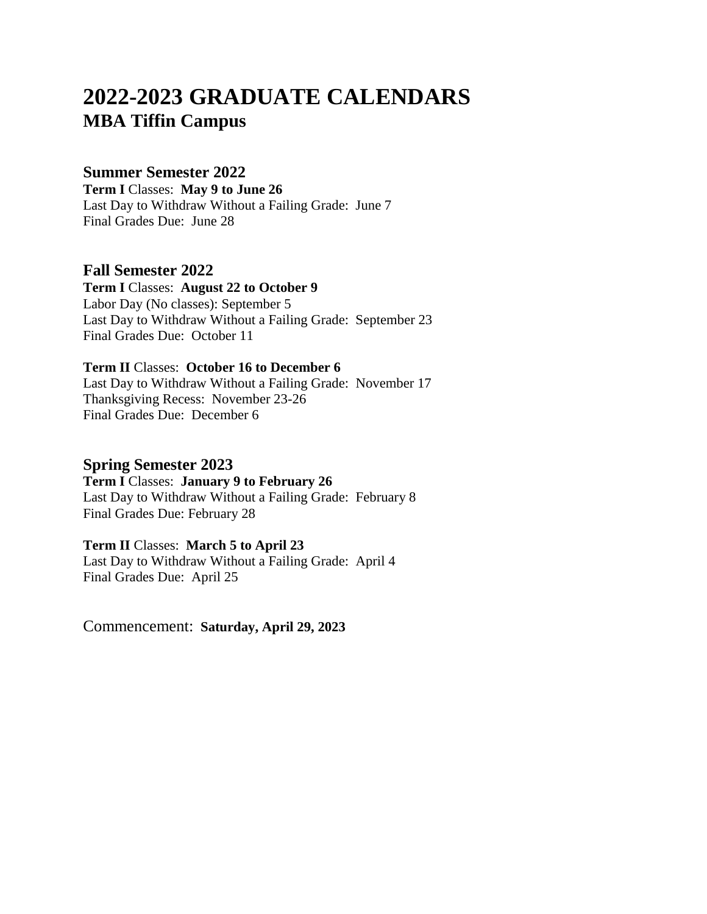# 2022-2023 GRADUATE CALENDARS
## MBA Tiffin Campus

### Summer Semester 2022
**Term I** Classes: **May 9 to June 26**
Last Day to Withdraw Without a Failing Grade: June 7
Final Grades Due: June 28

### Fall Semester 2022
**Term I** Classes: **August 22 to October 9**
Labor Day (No classes): September 5
Last Day to Withdraw Without a Failing Grade: September 23
Final Grades Due: October 11

**Term II** Classes: **October 16 to December 6**
Last Day to Withdraw Without a Failing Grade: November 17
Thanksgiving Recess: November 23-26
Final Grades Due: December 6

### Spring Semester 2023
**Term I** Classes: **January 9 to February 26**
Last Day to Withdraw Without a Failing Grade: February 8
Final Grades Due: February 28

**Term II** Classes: **March 5 to April 23**
Last Day to Withdraw Without a Failing Grade: April 4
Final Grades Due: April 25

Commencement: **Saturday, April 29, 2023**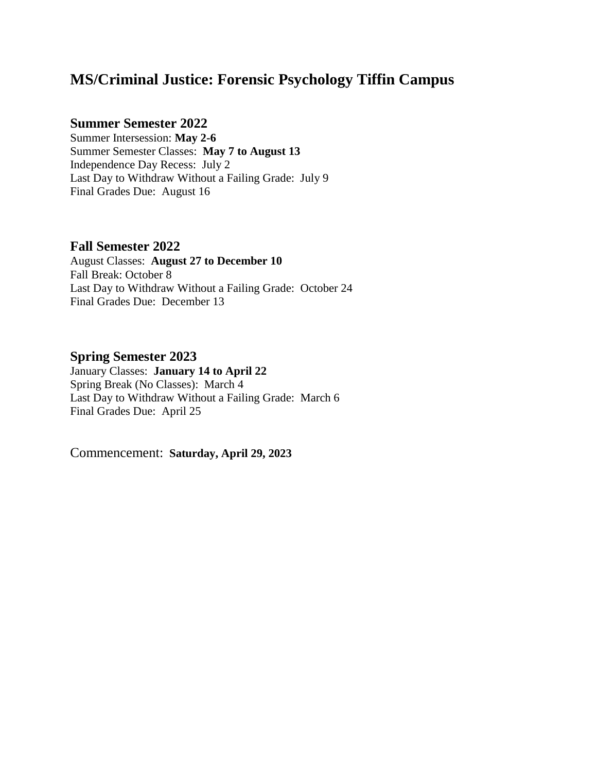# MS/Criminal Justice: Forensic Psychology Tiffin Campus

## Summer Semester 2022

Summer Intersession: **May 2-6**
Summer Semester Classes: **May 7 to August 13**
Independence Day Recess: July 2
Last Day to Withdraw Without a Failing Grade: July 9
Final Grades Due: August 16

## Fall Semester 2022

August Classes: **August 27 to December 10**
Fall Break: October 8
Last Day to Withdraw Without a Failing Grade: October 24
Final Grades Due: December 13

## Spring Semester 2023

January Classes: **January 14 to April 22**
Spring Break (No Classes): March 4
Last Day to Withdraw Without a Failing Grade: March 6
Final Grades Due: April 25

Commencement: **Saturday, April 29, 2023**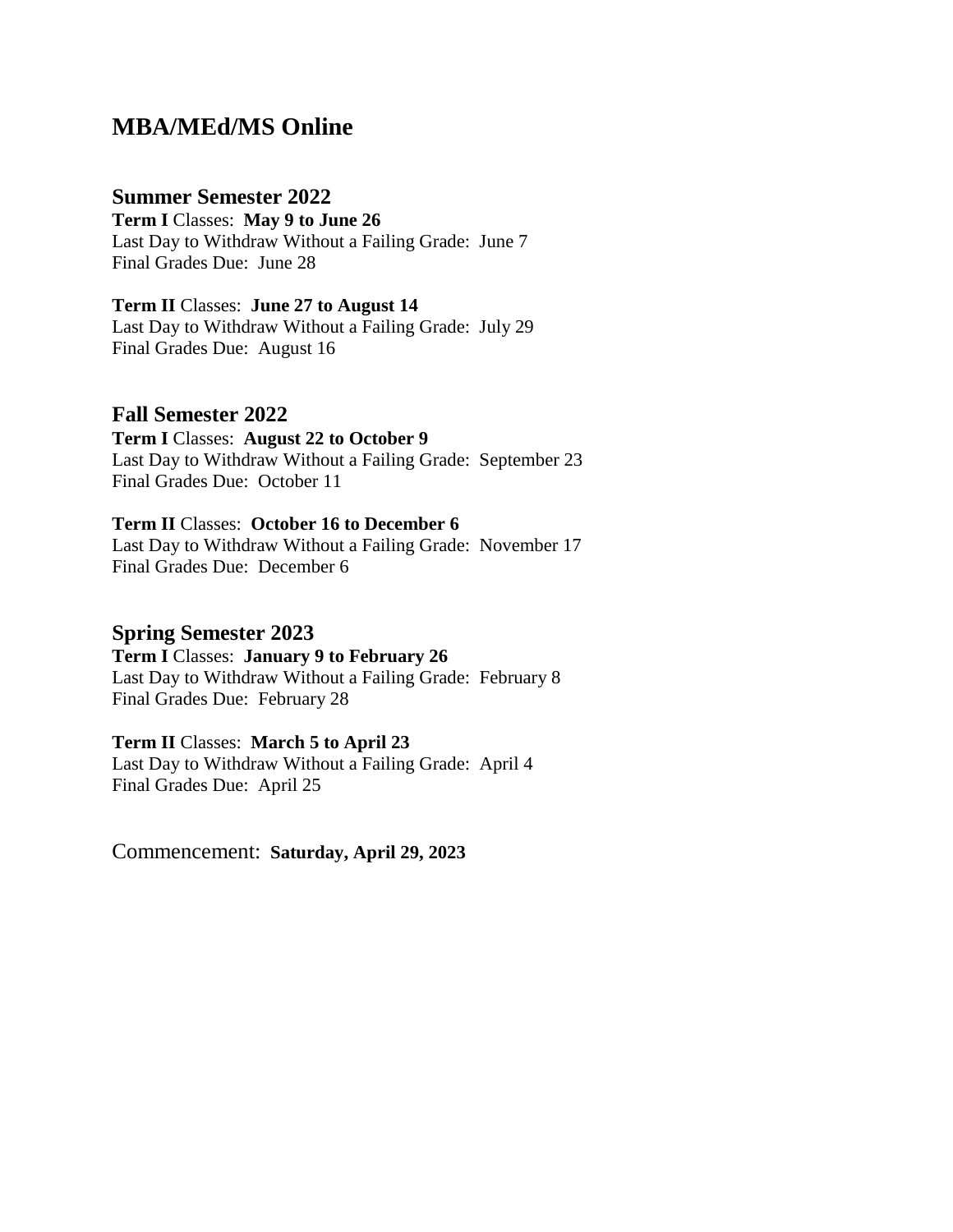# MBA/MEd/MS Online

## Summer Semester 2022

**Term I** Classes: **May 9 to June 26**
Last Day to Withdraw Without a Failing Grade: June 7
Final Grades Due: June 28

**Term II** Classes: **June 27 to August 14**
Last Day to Withdraw Without a Failing Grade: July 29
Final Grades Due: August 16

## Fall Semester 2022

**Term I** Classes: **August 22 to October 9**
Last Day to Withdraw Without a Failing Grade: September 23
Final Grades Due: October 11

**Term II** Classes: **October 16 to December 6**
Last Day to Withdraw Without a Failing Grade: November 17
Final Grades Due: December 6

## Spring Semester 2023

**Term I** Classes: **January 9 to February 26**
Last Day to Withdraw Without a Failing Grade: February 8
Final Grades Due: February 28

**Term II** Classes: **March 5 to April 23**
Last Day to Withdraw Without a Failing Grade: April 4
Final Grades Due: April 25

Commencement: **Saturday, April 29, 2023**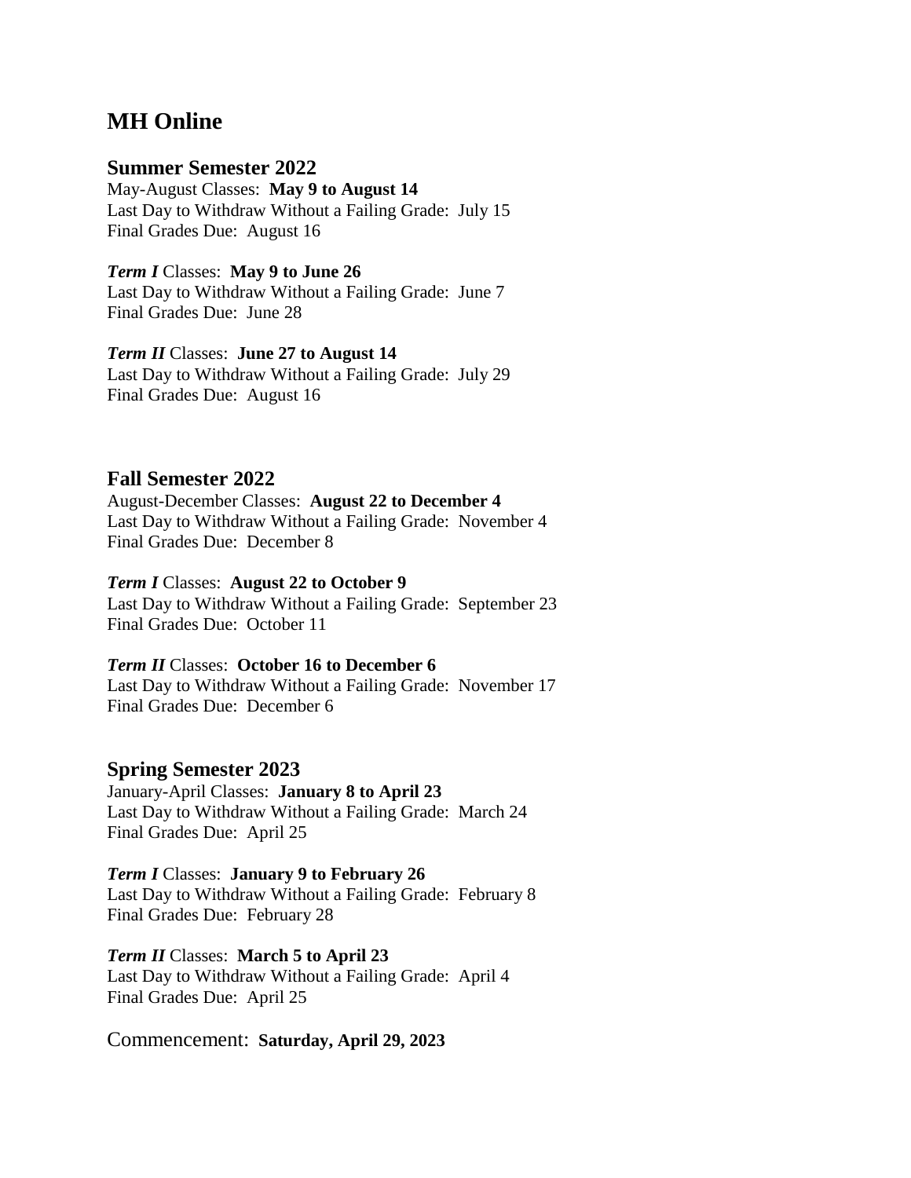# MH Online

## Summer Semester 2022

May-August Classes: **May 9 to August 14**
Last Day to Withdraw Without a Failing Grade: July 15
Final Grades Due: August 16

***Term I*** Classes: **May 9 to June 26**
Last Day to Withdraw Without a Failing Grade: June 7
Final Grades Due: June 28

***Term II*** Classes: **June 27 to August 14**
Last Day to Withdraw Without a Failing Grade: July 29
Final Grades Due: August 16

## Fall Semester 2022

August-December Classes: **August 22 to December 4**
Last Day to Withdraw Without a Failing Grade: November 4
Final Grades Due: December 8

***Term I*** Classes: **August 22 to October 9**
Last Day to Withdraw Without a Failing Grade: September 23
Final Grades Due: October 11

***Term II*** Classes: **October 16 to December 6**
Last Day to Withdraw Without a Failing Grade: November 17
Final Grades Due: December 6

## Spring Semester 2023

January-April Classes: **January 8 to April 23**
Last Day to Withdraw Without a Failing Grade: March 24
Final Grades Due: April 25

***Term I*** Classes: **January 9 to February 26**
Last Day to Withdraw Without a Failing Grade: February 8
Final Grades Due: February 28

***Term II*** Classes: **March 5 to April 23**
Last Day to Withdraw Without a Failing Grade: April 4
Final Grades Due: April 25

Commencement: **Saturday, April 29, 2023**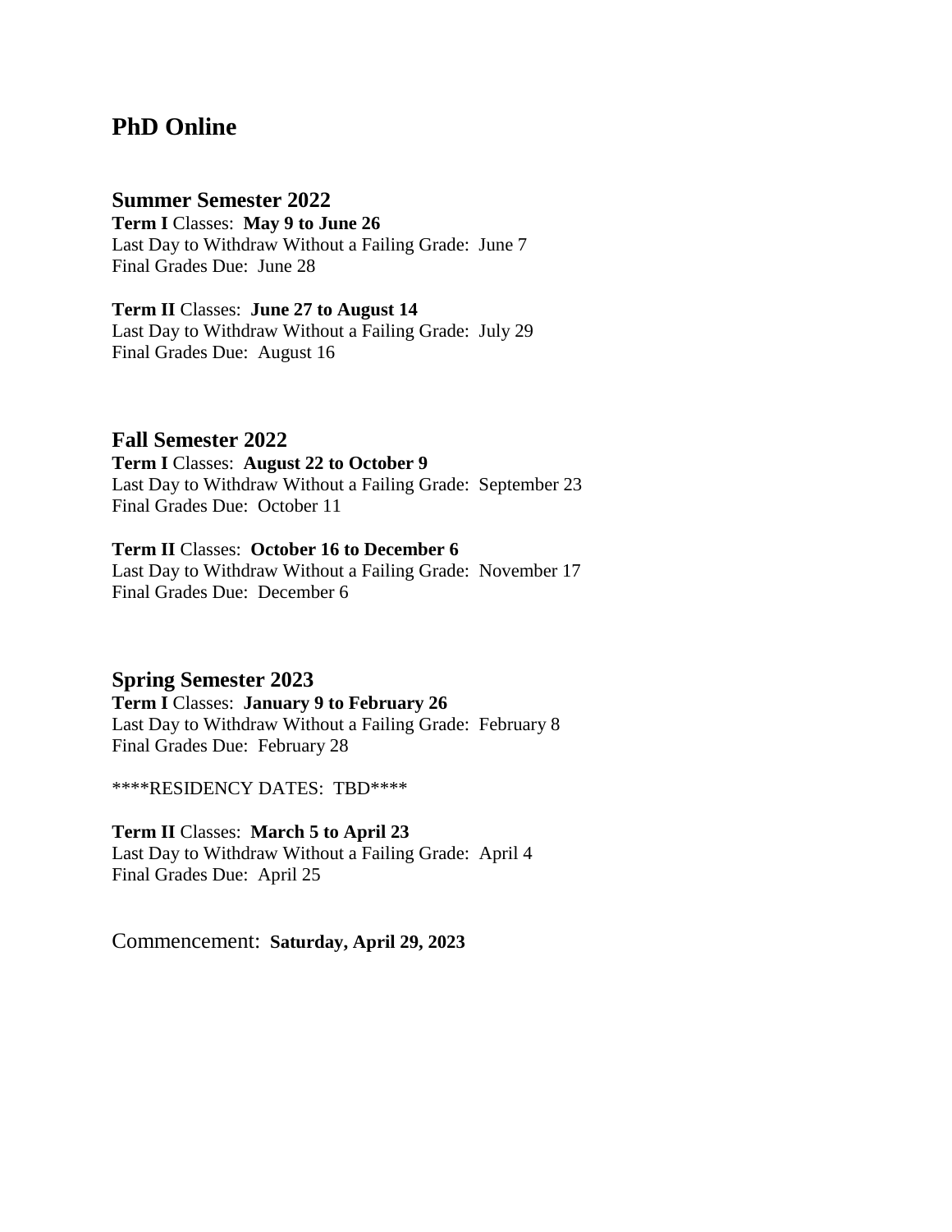# PhD Online

## Summer Semester 2022

**Term I** Classes: **May 9 to June 26**
Last Day to Withdraw Without a Failing Grade: June 7
Final Grades Due: June 28

**Term II** Classes: **June 27 to August 14**
Last Day to Withdraw Without a Failing Grade: July 29
Final Grades Due: August 16

## Fall Semester 2022

**Term I** Classes: **August 22 to October 9**
Last Day to Withdraw Without a Failing Grade: September 23
Final Grades Due: October 11

**Term II** Classes: **October 16 to December 6**
Last Day to Withdraw Without a Failing Grade: November 17
Final Grades Due: December 6

## Spring Semester 2023

**Term I** Classes: **January 9 to February 26**
Last Day to Withdraw Without a Failing Grade: February 8
Final Grades Due: February 28

****RESIDENCY DATES: TBD****

**Term II** Classes: **March 5 to April 23**
Last Day to Withdraw Without a Failing Grade: April 4
Final Grades Due: April 25

Commencement: **Saturday, April 29, 2023**